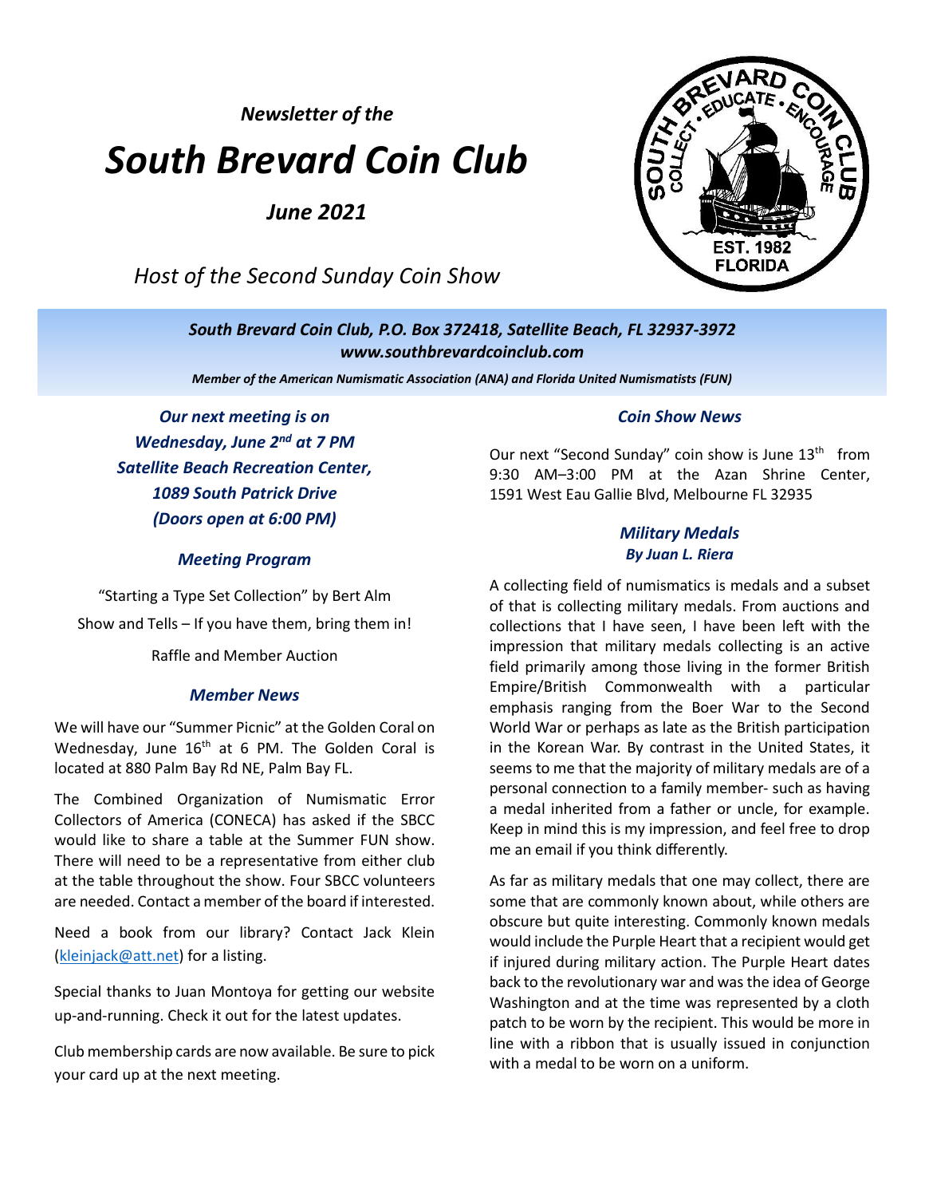*Newsletter of the*

# *South Brevard Coin Club*

*June 2021*

*Host of the Second Sunday Coin Show*

***South Brevard Coin Club, P.O. Box 372418, Satellite Beach, FL 32937-3972***
***www.southbrevardcoinclub.com***

***Member of the American Numismatic Association (ANA) and Florida United Numismatists (FUN)***

***Our next meeting is on Wednesday, June 2nd at 7 PM***
***Satellite Beach Recreation Center,***
***1089 South Patrick Drive***
***(Doors open at 6:00 PM)***

### *Meeting Program*

"Starting a Type Set Collection" by Bert Alm

Show and Tells – If you have them, bring them in!

Raffle and Member Auction

### *Member News*

We will have our "Summer Picnic" at the Golden Coral on Wednesday, June 16th at 6 PM. The Golden Coral is located at 880 Palm Bay Rd NE, Palm Bay FL.

The Combined Organization of Numismatic Error Collectors of America (CONECA) has asked if the SBCC would like to share a table at the Summer FUN show. There will need to be a representative from either club at the table throughout the show. Four SBCC volunteers are needed. Contact a member of the board if interested.

Need a book from our library? Contact Jack Klein (kleinjack@att.net) for a listing.

Special thanks to Juan Montoya for getting our website up-and-running. Check it out for the latest updates.

Club membership cards are now available. Be sure to pick your card up at the next meeting.

### *Coin Show News*

Our next "Second Sunday" coin show is June 13th from 9:30 AM–3:00 PM at the Azan Shrine Center, 1591 West Eau Gallie Blvd, Melbourne FL 32935

### *Military Medals*
***By Juan L. Riera***

A collecting field of numismatics is medals and a subset of that is collecting military medals. From auctions and collections that I have seen, I have been left with the impression that military medals collecting is an active field primarily among those living in the former British Empire/British Commonwealth with a particular emphasis ranging from the Boer War to the Second World War or perhaps as late as the British participation in the Korean War. By contrast in the United States, it seems to me that the majority of military medals are of a personal connection to a family member- such as having a medal inherited from a father or uncle, for example. Keep in mind this is my impression, and feel free to drop me an email if you think differently.

As far as military medals that one may collect, there are some that are commonly known about, while others are obscure but quite interesting. Commonly known medals would include the Purple Heart that a recipient would get if injured during military action. The Purple Heart dates back to the revolutionary war and was the idea of George Washington and at the time was represented by a cloth patch to be worn by the recipient. This would be more in line with a ribbon that is usually issued in conjunction with a medal to be worn on a uniform.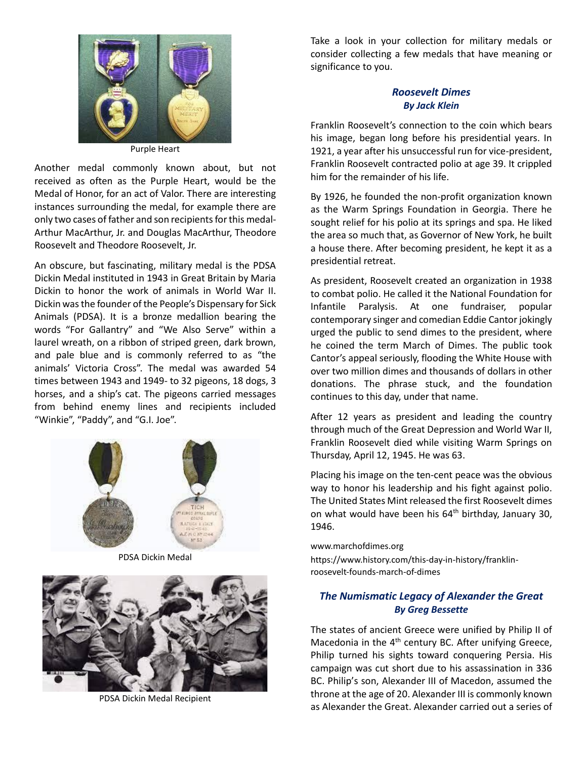Purple Heart

Another medal commonly known about, but not received as often as the Purple Heart, would be the Medal of Honor, for an act of Valor. There are interesting instances surrounding the medal, for example there are only two cases of father and son recipients for this medal- Arthur MacArthur, Jr. and Douglas MacArthur, Theodore Roosevelt and Theodore Roosevelt, Jr.

An obscure, but fascinating, military medal is the PDSA Dickin Medal instituted in 1943 in Great Britain by Maria Dickin to honor the work of animals in World War II. Dickin was the founder of the People's Dispensary for Sick Animals (PDSA). It is a bronze medallion bearing the words "For Gallantry" and "We Also Serve" within a laurel wreath, on a ribbon of striped green, dark brown, and pale blue and is commonly referred to as "the animals' Victoria Cross". The medal was awarded 54 times between 1943 and 1949- to 32 pigeons, 18 dogs, 3 horses, and a ship's cat. The pigeons carried messages from behind enemy lines and recipients included "Winkie", "Paddy", and "G.I. Joe".

PDSA Dickin Medal

PDSA Dickin Medal Recipient

Take a look in your collection for military medals or consider collecting a few medals that have meaning or significance to you.

### *Roosevelt Dimes*
***By Jack Klein***

Franklin Roosevelt's connection to the coin which bears his image, began long before his presidential years. In 1921, a year after his unsuccessful run for vice-president, Franklin Roosevelt contracted polio at age 39. It crippled him for the remainder of his life.

By 1926, he founded the non-profit organization known as the Warm Springs Foundation in Georgia. There he sought relief for his polio at its springs and spa. He liked the area so much that, as Governor of New York, he built a house there. After becoming president, he kept it as a presidential retreat.

As president, Roosevelt created an organization in 1938 to combat polio. He called it the National Foundation for Infantile Paralysis. At one fundraiser, popular contemporary singer and comedian Eddie Cantor jokingly urged the public to send dimes to the president, where he coined the term March of Dimes. The public took Cantor's appeal seriously, flooding the White House with over two million dimes and thousands of dollars in other donations. The phrase stuck, and the foundation continues to this day, under that name.

After 12 years as president and leading the country through much of the Great Depression and World War II, Franklin Roosevelt died while visiting Warm Springs on Thursday, April 12, 1945. He was 63.

Placing his image on the ten-cent peace was the obvious way to honor his leadership and his fight against polio. The United States Mint released the first Roosevelt dimes on what would have been his 64th birthday, January 30, 1946.

www.marchofdimes.org
https://www.history.com/this-day-in-history/franklin-roosevelt-founds-march-of-dimes

### *The Numismatic Legacy of Alexander the Great*
***By Greg Bessette***

The states of ancient Greece were unified by Philip II of Macedonia in the 4th century BC. After unifying Greece, Philip turned his sights toward conquering Persia. His campaign was cut short due to his assassination in 336 BC. Philip's son, Alexander III of Macedon, assumed the throne at the age of 20. Alexander III is commonly known as Alexander the Great. Alexander carried out a series of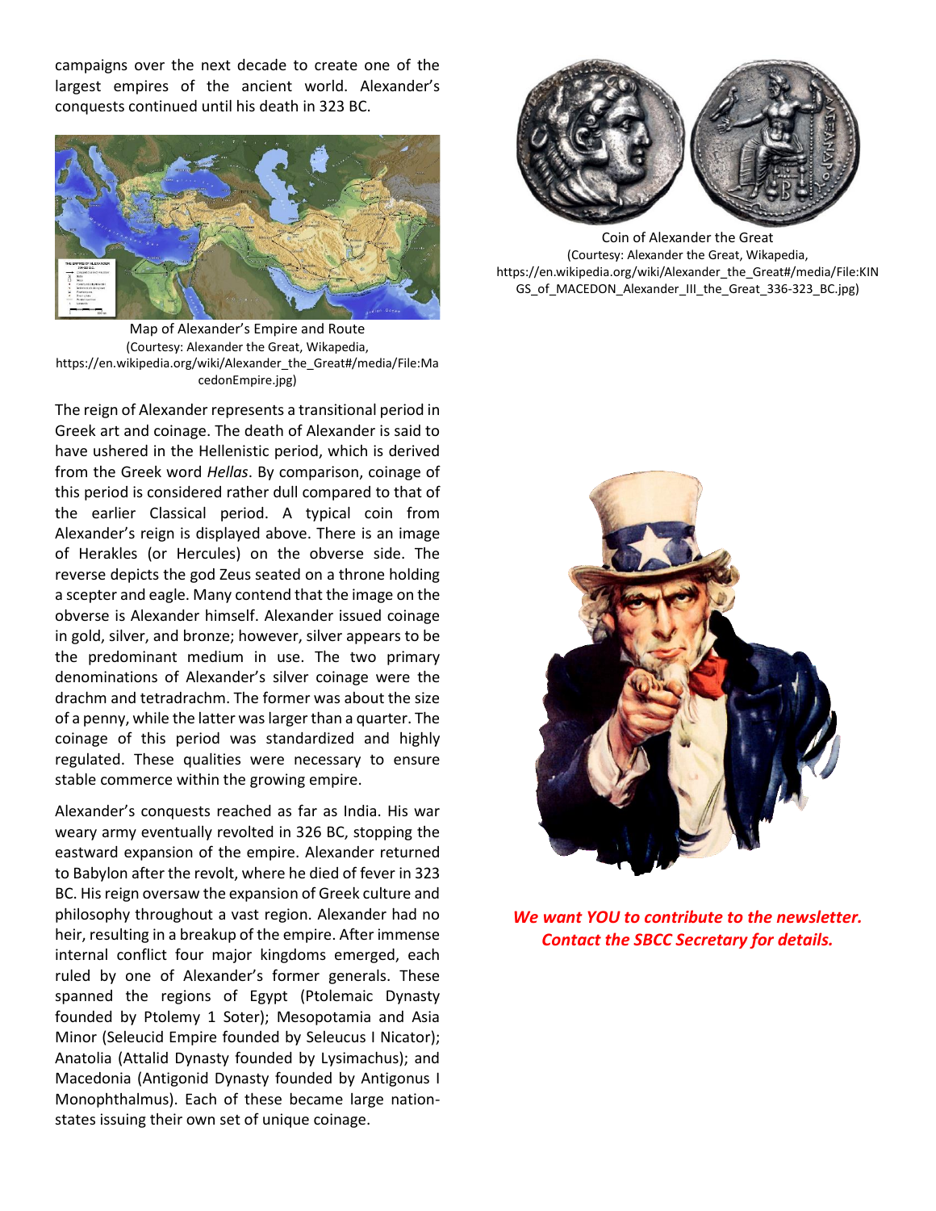campaigns over the next decade to create one of the largest empires of the ancient world. Alexander's conquests continued until his death in 323 BC.

Map of Alexander's Empire and Route
(Courtesy: Alexander the Great, Wikapedia, https://en.wikipedia.org/wiki/Alexander_the_Great#/media/File:MacedonEmpire.jpg)

The reign of Alexander represents a transitional period in Greek art and coinage. The death of Alexander is said to have ushered in the Hellenistic period, which is derived from the Greek word *Hellas*. By comparison, coinage of this period is considered rather dull compared to that of the earlier Classical period. A typical coin from Alexander's reign is displayed above. There is an image of Herakles (or Hercules) on the obverse side. The reverse depicts the god Zeus seated on a throne holding a scepter and eagle. Many contend that the image on the obverse is Alexander himself. Alexander issued coinage in gold, silver, and bronze; however, silver appears to be the predominant medium in use. The two primary denominations of Alexander's silver coinage were the drachm and tetradrachm. The former was about the size of a penny, while the latter was larger than a quarter. The coinage of this period was standardized and highly regulated. These qualities were necessary to ensure stable commerce within the growing empire.

Alexander's conquests reached as far as India. His war weary army eventually revolted in 326 BC, stopping the eastward expansion of the empire. Alexander returned to Babylon after the revolt, where he died of fever in 323 BC. His reign oversaw the expansion of Greek culture and philosophy throughout a vast region. Alexander had no heir, resulting in a breakup of the empire. After immense internal conflict four major kingdoms emerged, each ruled by one of Alexander's former generals. These spanned the regions of Egypt (Ptolemaic Dynasty founded by Ptolemy 1 Soter); Mesopotamia and Asia Minor (Seleucid Empire founded by Seleucus I Nicator); Anatolia (Attalid Dynasty founded by Lysimachus); and Macedonia (Antigonid Dynasty founded by Antigonus I Monophthalmus). Each of these became large nation-states issuing their own set of unique coinage.

Coin of Alexander the Great
(Courtesy: Alexander the Great, Wikapedia, https://en.wikipedia.org/wiki/Alexander_the_Great#/media/File:KINGS_of_MACEDON_Alexander_III_the_Great_336-323_BC.jpg)

***We want YOU to contribute to the newsletter. Contact the SBCC Secretary for details.***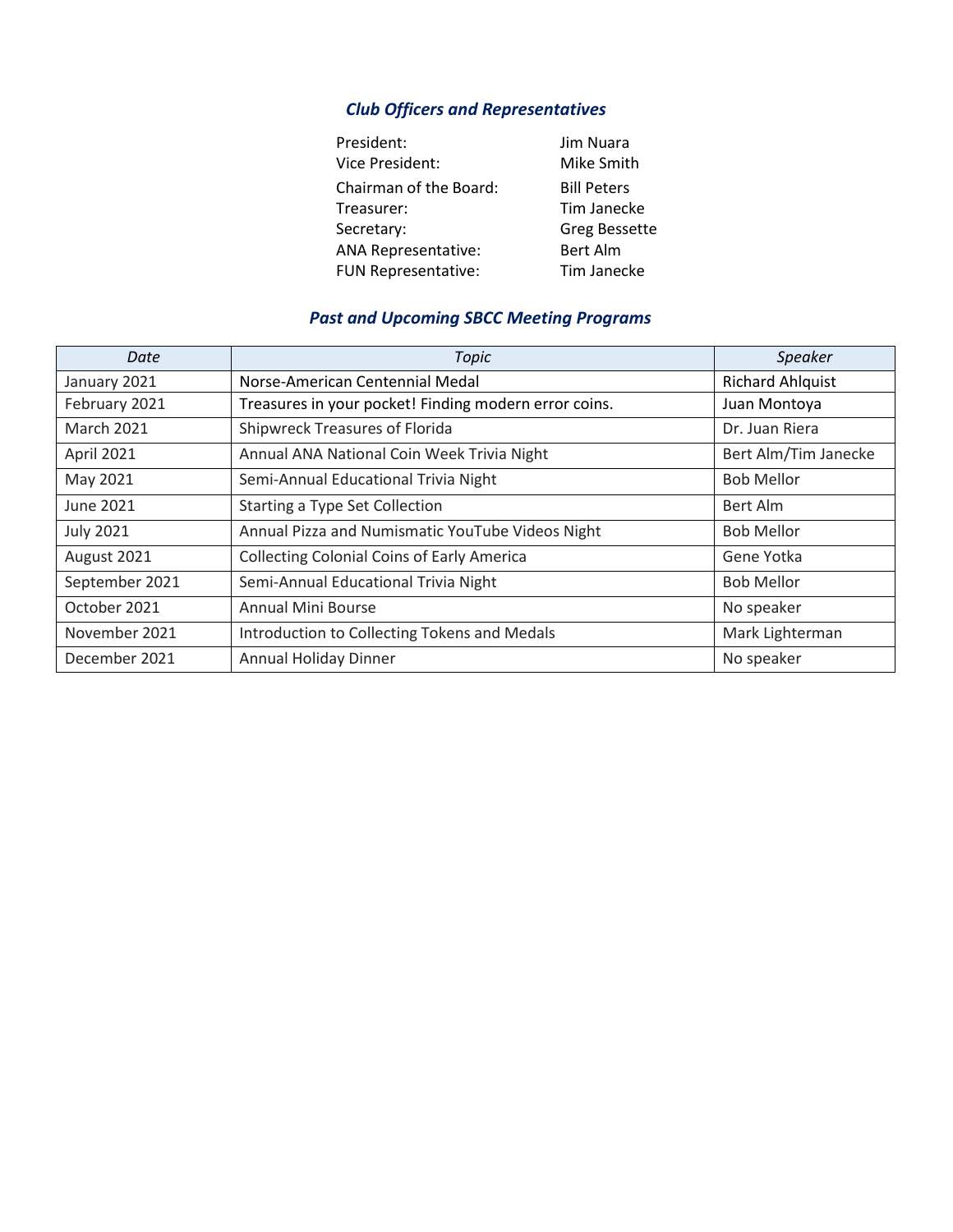## *Club Officers and Representatives*

| | |
|---|---|
| President: | Jim Nuara |
| Vice President: | Mike Smith |
| Chairman of the Board: | Bill Peters |
| Treasurer: | Tim Janecke |
| Secretary: | Greg Bessette |
| ANA Representative: | Bert Alm |
| FUN Representative: | Tim Janecke |

## *Past and Upcoming SBCC Meeting Programs*

| *Date* | *Topic* | *Speaker* |
|---|---|---|
| January 2021 | Norse-American Centennial Medal | Richard Ahlquist |
| February 2021 | Treasures in your pocket! Finding modern error coins. | Juan Montoya |
| March 2021 | Shipwreck Treasures of Florida | Dr. Juan Riera |
| April 2021 | Annual ANA National Coin Week Trivia Night | Bert Alm/Tim Janecke |
| May 2021 | Semi-Annual Educational Trivia Night | Bob Mellor |
| June 2021 | Starting a Type Set Collection | Bert Alm |
| July 2021 | Annual Pizza and Numismatic YouTube Videos Night | Bob Mellor |
| August 2021 | Collecting Colonial Coins of Early America | Gene Yotka |
| September 2021 | Semi-Annual Educational Trivia Night | Bob Mellor |
| October 2021 | Annual Mini Bourse | No speaker |
| November 2021 | Introduction to Collecting Tokens and Medals | Mark Lighterman |
| December 2021 | Annual Holiday Dinner | No speaker |